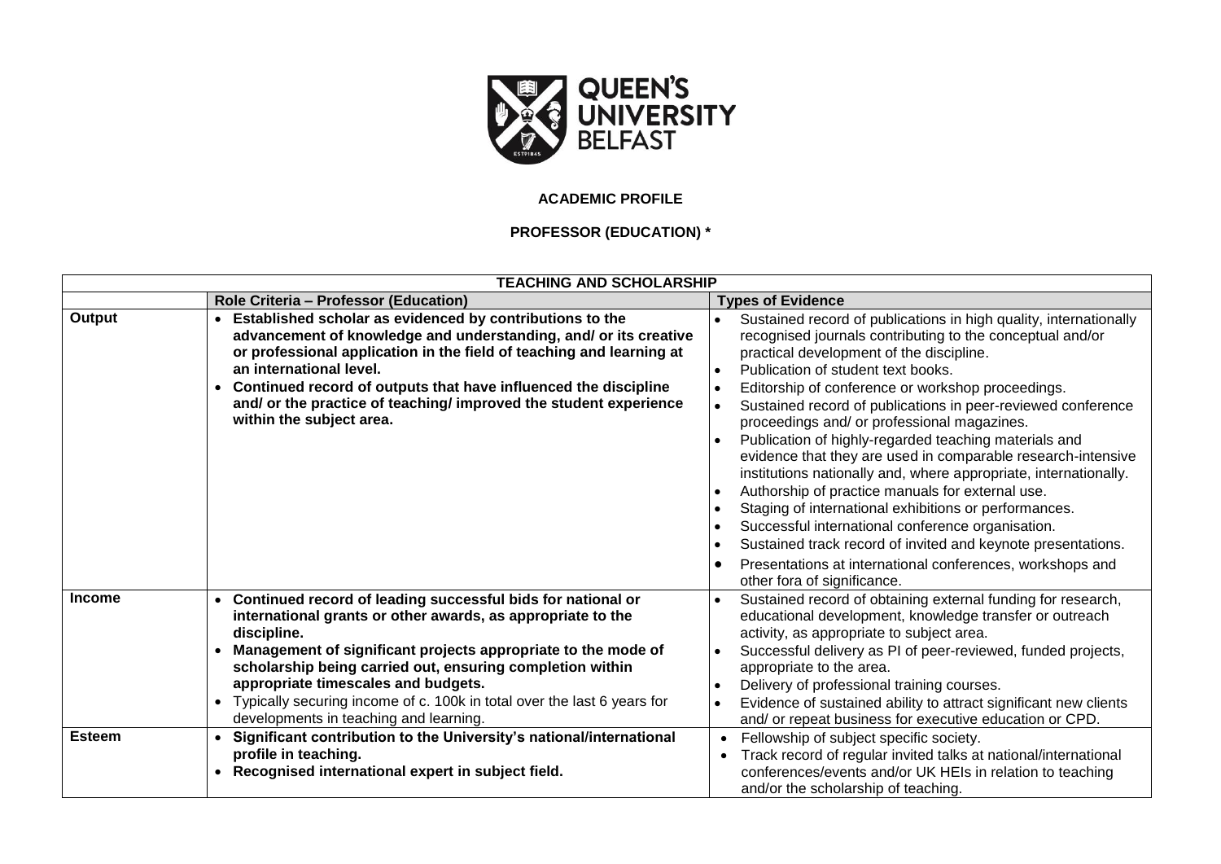QUEEN'S UNIVERSITY BELFAST

**ACADEMIC PROFILE**

**PROFESSOR (EDUCATION) ***

| TEACHING AND SCHOLARSHIP | | |
|---|---|---|
| | **Role Criteria – Professor (Education)** | **Types of Evidence** |
| **Output** | • **Established scholar as evidenced by contributions to the advancement of knowledge and understanding, and/ or its creative or professional application in the field of teaching and learning at an international level.**<br>• **Continued record of outputs that have influenced the discipline and/ or the practice of teaching/ improved the student experience within the subject area.** | • Sustained record of publications in high quality, internationally recognised journals contributing to the conceptual and/or practical development of the discipline.<br>• Publication of student text books.<br>• Editorship of conference or workshop proceedings.<br>• Sustained record of publications in peer-reviewed conference proceedings and/ or professional magazines.<br>• Publication of highly-regarded teaching materials and evidence that they are used in comparable research-intensive institutions nationally and, where appropriate, internationally.<br>• Authorship of practice manuals for external use.<br>• Staging of international exhibitions or performances.<br>• Successful international conference organisation.<br>• Sustained track record of invited and keynote presentations.<br>• Presentations at international conferences, workshops and other fora of significance. |
| **Income** | • **Continued record of leading successful bids for national or international grants or other awards, as appropriate to the discipline.**<br>• **Management of significant projects appropriate to the mode of scholarship being carried out, ensuring completion within appropriate timescales and budgets.**<br>• Typically securing income of c. 100k in total over the last 6 years for developments in teaching and learning. | • Sustained record of obtaining external funding for research, educational development, knowledge transfer or outreach activity, as appropriate to subject area.<br>• Successful delivery as PI of peer-reviewed, funded projects, appropriate to the area.<br>• Delivery of professional training courses.<br>• Evidence of sustained ability to attract significant new clients and/ or repeat business for executive education or CPD. |
| **Esteem** | • **Significant contribution to the University's national/international profile in teaching.**<br>• **Recognised international expert in subject field.** | • Fellowship of subject specific society.<br>• Track record of regular invited talks at national/international conferences/events and/or UK HEIs in relation to teaching and/or the scholarship of teaching. |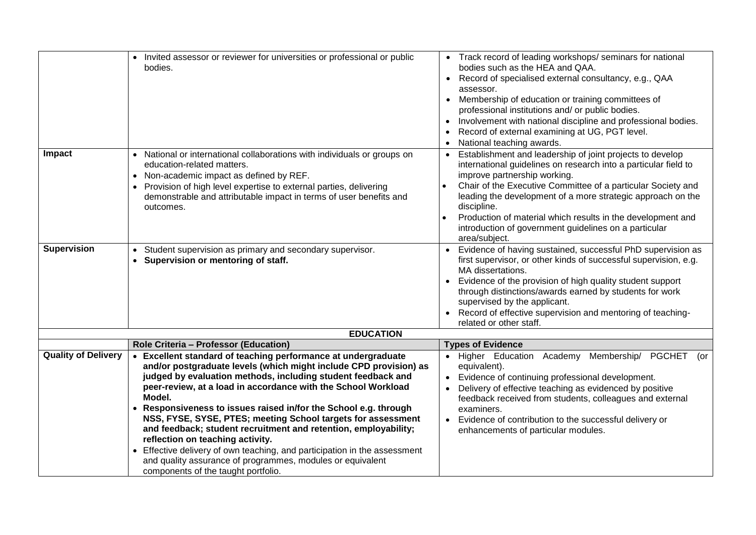|  |  |  |
|---|---|---|
|  | • Invited assessor or reviewer for universities or professional or public bodies. | • Track record of leading workshops/ seminars for national bodies such as the HEA and QAA.<br>• Record of specialised external consultancy, e.g., QAA assessor.<br>• Membership of education or training committees of professional institutions and/ or public bodies.<br>• Involvement with national discipline and professional bodies.<br>• Record of external examining at UG, PGT level.<br>• National teaching awards. |
| **Impact** | • National or international collaborations with individuals or groups on education-related matters.<br>• Non-academic impact as defined by REF.<br>• Provision of high level expertise to external parties, delivering demonstrable and attributable impact in terms of user benefits and outcomes. | • Establishment and leadership of joint projects to develop international guidelines on research into a particular field to improve partnership working.<br>• Chair of the Executive Committee of a particular Society and leading the development of a more strategic approach on the discipline.<br>• Production of material which results in the development and introduction of government guidelines on a particular area/subject. |
| **Supervision** | • Student supervision as primary and secondary supervisor.<br>• **Supervision or mentoring of staff.** | • Evidence of having sustained, successful PhD supervision as first supervisor, or other kinds of successful supervision, e.g. MA dissertations.<br>• Evidence of the provision of high quality student support through distinctions/awards earned by students for work supervised by the applicant.<br>• Record of effective supervision and mentoring of teaching-related or other staff. |
|  | **EDUCATION** |  |
|  | **Role Criteria – Professor (Education)** | **Types of Evidence** |
| **Quality of Delivery** | • **Excellent standard of teaching performance at undergraduate and/or postgraduate levels (which might include CPD provision) as judged by evaluation methods, including student feedback and peer-review, at a load in accordance with the School Workload Model.**<br>• **Responsiveness to issues raised in/for the School e.g. through NSS, FYSE, SYSE, PTES; meeting School targets for assessment and feedback; student recruitment and retention, employability; reflection on teaching activity.**<br>• Effective delivery of own teaching, and participation in the assessment and quality assurance of programmes, modules or equivalent components of the taught portfolio. | • Higher Education Academy Membership/ PGCHET (or equivalent).<br>• Evidence of continuing professional development.<br>• Delivery of effective teaching as evidenced by positive feedback received from students, colleagues and external examiners.<br>• Evidence of contribution to the successful delivery or enhancements of particular modules. |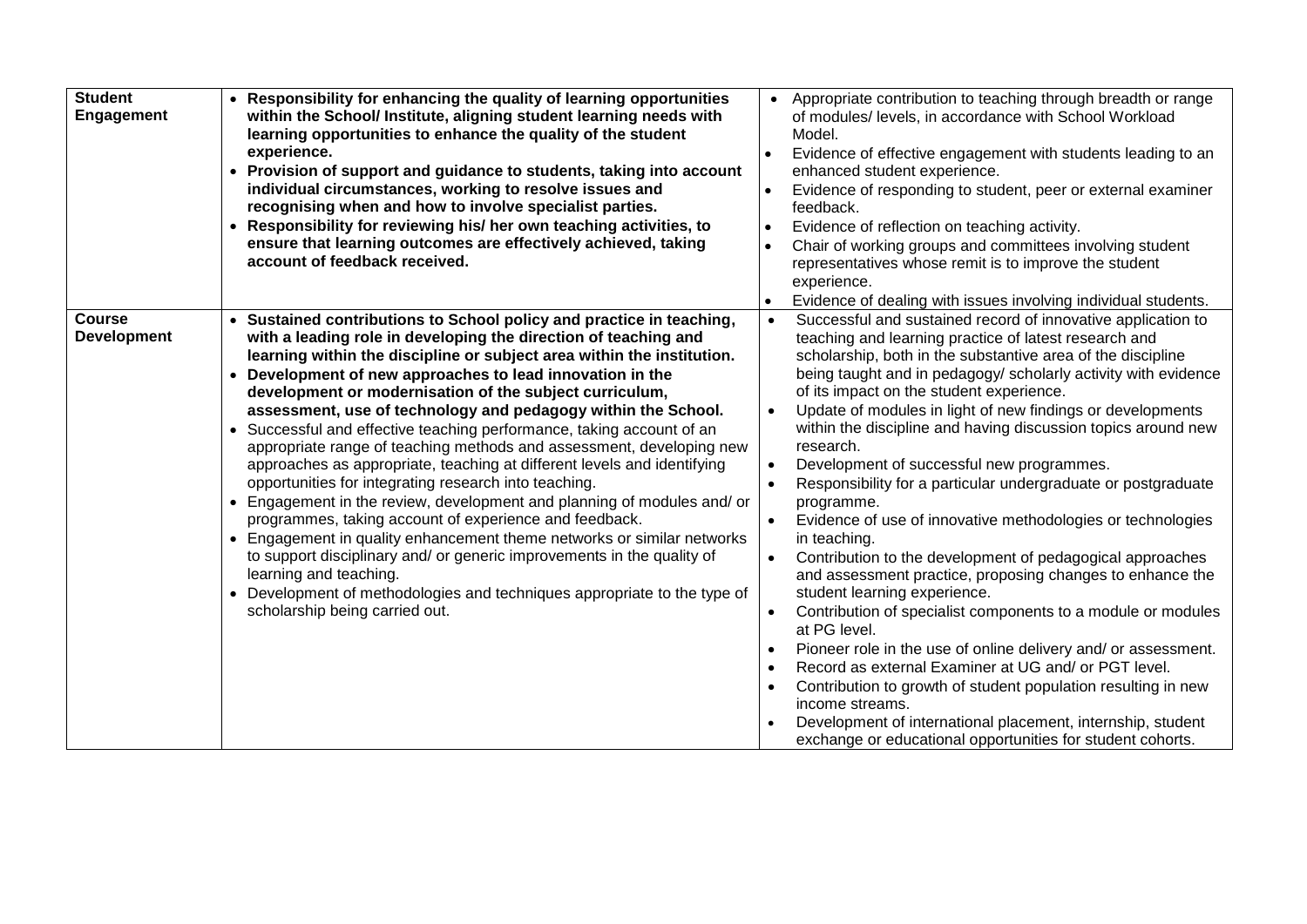| | | |
|---|---|---|
| **Student Engagement** | • **Responsibility for enhancing the quality of learning opportunities within the School/ Institute, aligning student learning needs with learning opportunities to enhance the quality of the student experience.**<br>• **Provision of support and guidance to students, taking into account individual circumstances, working to resolve issues and recognising when and how to involve specialist parties.**<br>• **Responsibility for reviewing his/ her own teaching activities, to ensure that learning outcomes are effectively achieved, taking account of feedback received.** | • Appropriate contribution to teaching through breadth or range of modules/ levels, in accordance with School Workload Model.<br>• Evidence of effective engagement with students leading to an enhanced student experience.<br>• Evidence of responding to student, peer or external examiner feedback.<br>• Evidence of reflection on teaching activity.<br>• Chair of working groups and committees involving student representatives whose remit is to improve the student experience.<br>• Evidence of dealing with issues involving individual students. |
| **Course Development** | • **Sustained contributions to School policy and practice in teaching, with a leading role in developing the direction of teaching and learning within the discipline or subject area within the institution.**<br>• **Development of new approaches to lead innovation in the development or modernisation of the subject curriculum, assessment, use of technology and pedagogy within the School.**<br>• Successful and effective teaching performance, taking account of an appropriate range of teaching methods and assessment, developing new approaches as appropriate, teaching at different levels and identifying opportunities for integrating research into teaching.<br>• Engagement in the review, development and planning of modules and/ or programmes, taking account of experience and feedback.<br>• Engagement in quality enhancement theme networks or similar networks to support disciplinary and/ or generic improvements in the quality of learning and teaching.<br>• Development of methodologies and techniques appropriate to the type of scholarship being carried out. | • Successful and sustained record of innovative application to teaching and learning practice of latest research and scholarship, both in the substantive area of the discipline being taught and in pedagogy/ scholarly activity with evidence of its impact on the student experience.<br>• Update of modules in light of new findings or developments within the discipline and having discussion topics around new research.<br>• Development of successful new programmes.<br>• Responsibility for a particular undergraduate or postgraduate programme.<br>• Evidence of use of innovative methodologies or technologies in teaching.<br>• Contribution to the development of pedagogical approaches and assessment practice, proposing changes to enhance the student learning experience.<br>• Contribution of specialist components to a module or modules at PG level.<br>• Pioneer role in the use of online delivery and/ or assessment.<br>• Record as external Examiner at UG and/ or PGT level.<br>• Contribution to growth of student population resulting in new income streams.<br>• Development of international placement, internship, student exchange or educational opportunities for student cohorts. |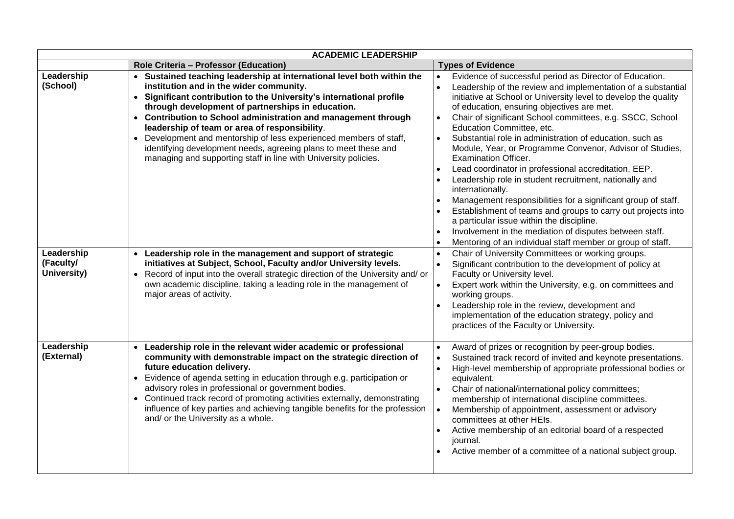| ACADEMIC LEADERSHIP | | |
|---|---|---|
| | **Role Criteria – Professor (Education)** | **Types of Evidence** |
| **Leadership (School)** | • **Sustained teaching leadership at international level both within the institution and in the wider community.**<br>• **Significant contribution to the University's international profile through development of partnerships in education.**<br>• **Contribution to School administration and management through leadership of team or area of responsibility**.<br>• Development and mentorship of less experienced members of staff, identifying development needs, agreeing plans to meet these and managing and supporting staff in line with University policies. | • Evidence of successful period as Director of Education.<br>• Leadership of the review and implementation of a substantial initiative at School or University level to develop the quality of education, ensuring objectives are met.<br>• Chair of significant School committees, e.g. SSCC, School Education Committee, etc.<br>• Substantial role in administration of education, such as Module, Year, or Programme Convenor, Advisor of Studies, Examination Officer.<br>• Lead coordinator in professional accreditation, EEP.<br>• Leadership role in student recruitment, nationally and internationally.<br>• Management responsibilities for a significant group of staff.<br>• Establishment of teams and groups to carry out projects into a particular issue within the discipline.<br>• Involvement in the mediation of disputes between staff.<br>• Mentoring of an individual staff member or group of staff. |
| **Leadership (Faculty/ University)** | • **Leadership role in the management and support of strategic initiatives at Subject, School, Faculty and/or University levels.**<br>• Record of input into the overall strategic direction of the University and/ or own academic discipline, taking a leading role in the management of major areas of activity. | • Chair of University Committees or working groups.<br>• Significant contribution to the development of policy at Faculty or University level.<br>• Expert work within the University, e.g. on committees and working groups.<br>• Leadership role in the review, development and implementation of the education strategy, policy and practices of the Faculty or University. |
| **Leadership (External)** | • **Leadership role in the relevant wider academic or professional community with demonstrable impact on the strategic direction of future education delivery.**<br>• Evidence of agenda setting in education through e.g. participation or advisory roles in professional or government bodies.<br>• Continued track record of promoting activities externally, demonstrating influence of key parties and achieving tangible benefits for the profession and/ or the University as a whole. | • Award of prizes or recognition by peer-group bodies.<br>• Sustained track record of invited and keynote presentations.<br>• High-level membership of appropriate professional bodies or equivalent.<br>• Chair of national/international policy committees; membership of international discipline committees.<br>• Membership of appointment, assessment or advisory committees at other HEIs.<br>• Active membership of an editorial board of a respected journal.<br>• Active member of a committee of a national subject group. |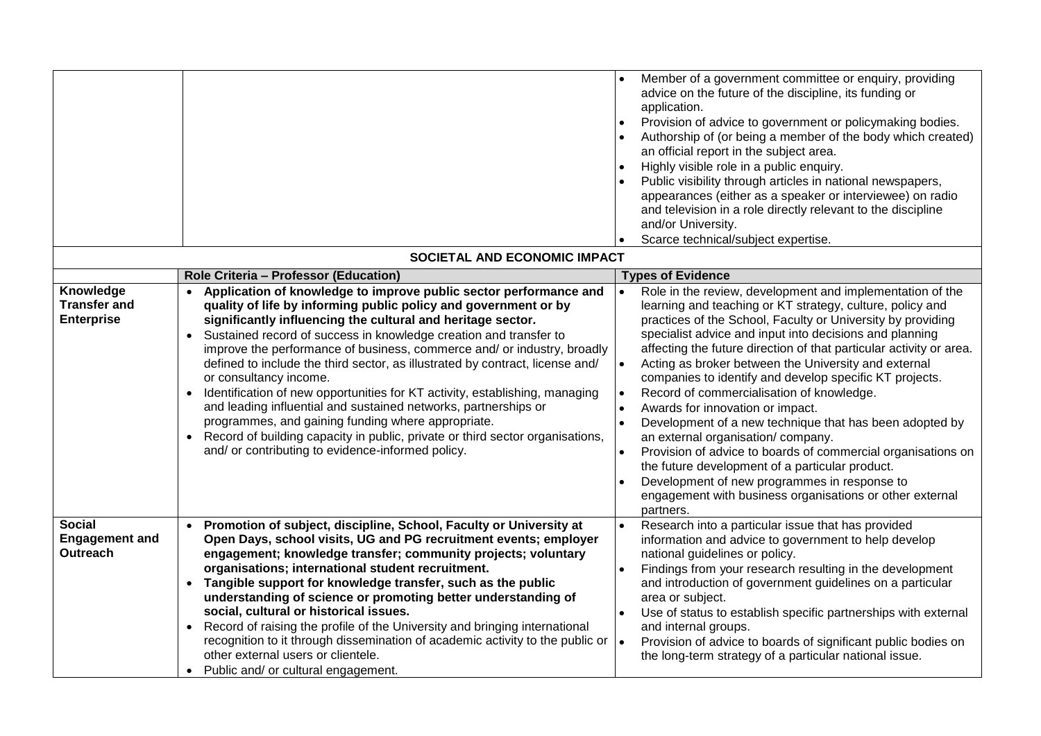| | | |
|---|---|---|
| | | • Member of a government committee or enquiry, providing advice on the future of the discipline, its funding or application.<br>• Provision of advice to government or policymaking bodies.<br>• Authorship of (or being a member of the body which created) an official report in the subject area.<br>• Highly visible role in a public enquiry.<br>• Public visibility through articles in national newspapers, appearances (either as a speaker or interviewee) on radio and television in a role directly relevant to the discipline and/or University.<br>• Scarce technical/subject expertise. |
| **SOCIETAL AND ECONOMIC IMPACT** | | |
| | **Role Criteria – Professor (Education)** | **Types of Evidence** |
| **Knowledge Transfer and Enterprise** | • **Application of knowledge to improve public sector performance and quality of life by informing public policy and government or by significantly influencing the cultural and heritage sector.**<br>• Sustained record of success in knowledge creation and transfer to improve the performance of business, commerce and/ or industry, broadly defined to include the third sector, as illustrated by contract, license and/ or consultancy income.<br>• Identification of new opportunities for KT activity, establishing, managing and leading influential and sustained networks, partnerships or programmes, and gaining funding where appropriate.<br>• Record of building capacity in public, private or third sector organisations, and/ or contributing to evidence-informed policy. | • Role in the review, development and implementation of the learning and teaching or KT strategy, culture, policy and practices of the School, Faculty or University by providing specialist advice and input into decisions and planning affecting the future direction of that particular activity or area.<br>• Acting as broker between the University and external companies to identify and develop specific KT projects.<br>• Record of commercialisation of knowledge.<br>• Awards for innovation or impact.<br>• Development of a new technique that has been adopted by an external organisation/ company.<br>• Provision of advice to boards of commercial organisations on the future development of a particular product.<br>• Development of new programmes in response to engagement with business organisations or other external partners. |
| **Social Engagement and Outreach** | • **Promotion of subject, discipline, School, Faculty or University at Open Days, school visits, UG and PG recruitment events; employer engagement; knowledge transfer; community projects; voluntary organisations; international student recruitment.**<br>• **Tangible support for knowledge transfer, such as the public understanding of science or promoting better understanding of social, cultural or historical issues.**<br>• Record of raising the profile of the University and bringing international recognition to it through dissemination of academic activity to the public or other external users or clientele.<br>• Public and/ or cultural engagement. | • Research into a particular issue that has provided information and advice to government to help develop national guidelines or policy.<br>• Findings from your research resulting in the development and introduction of government guidelines on a particular area or subject.<br>• Use of status to establish specific partnerships with external and internal groups.<br>• Provision of advice to boards of significant public bodies on the long-term strategy of a particular national issue. |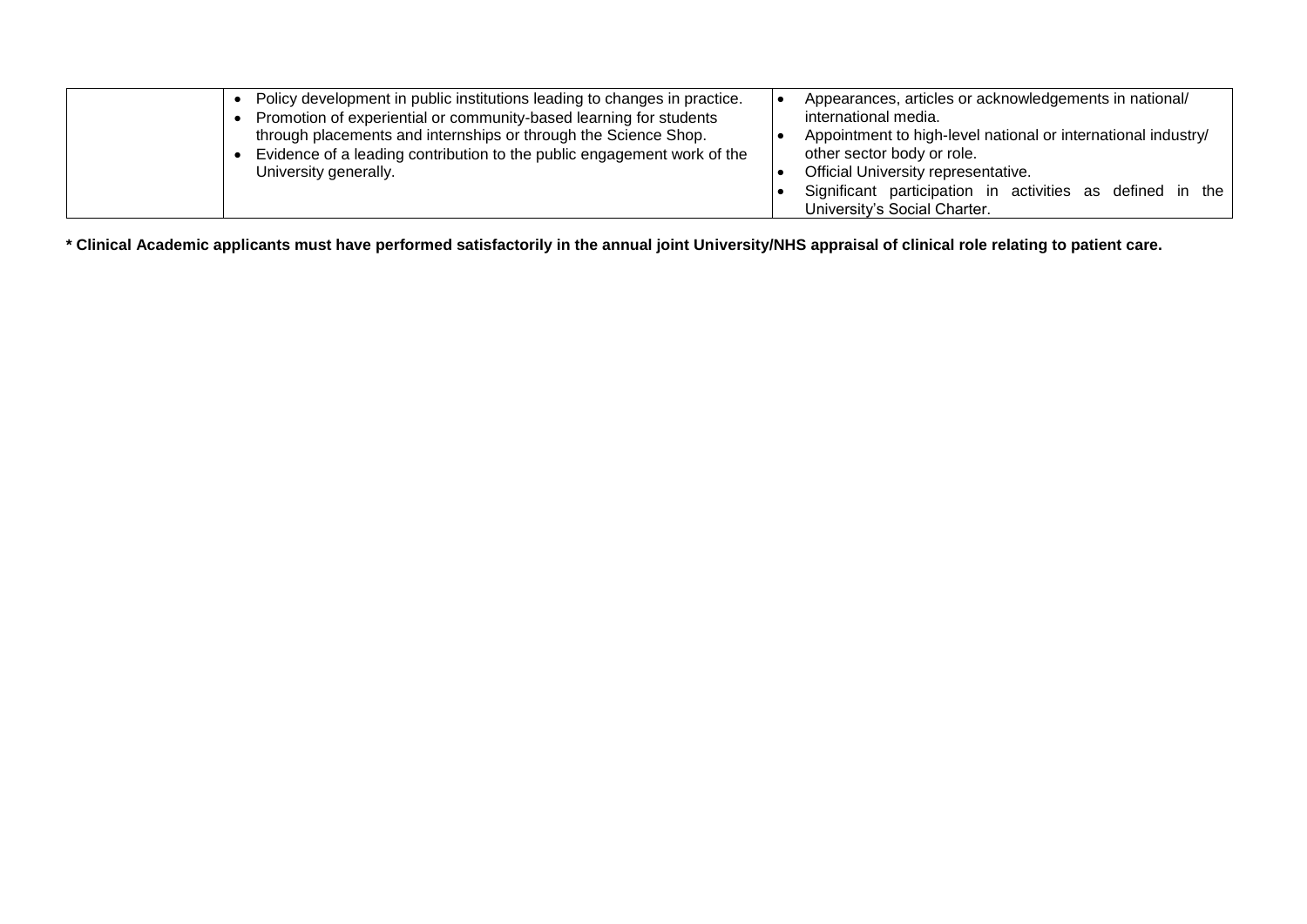| | | |
|---|---|---|
| | • Policy development in public institutions leading to changes in practice.<br>• Promotion of experiential or community-based learning for students through placements and internships or through the Science Shop.<br>• Evidence of a leading contribution to the public engagement work of the University generally. | • Appearances, articles or acknowledgements in national/ international media.<br>• Appointment to high-level national or international industry/ other sector body or role.<br>• Official University representative.<br>• Significant participation in activities as defined in the University's Social Charter. |

**\* Clinical Academic applicants must have performed satisfactorily in the annual joint University/NHS appraisal of clinical role relating to patient care.**